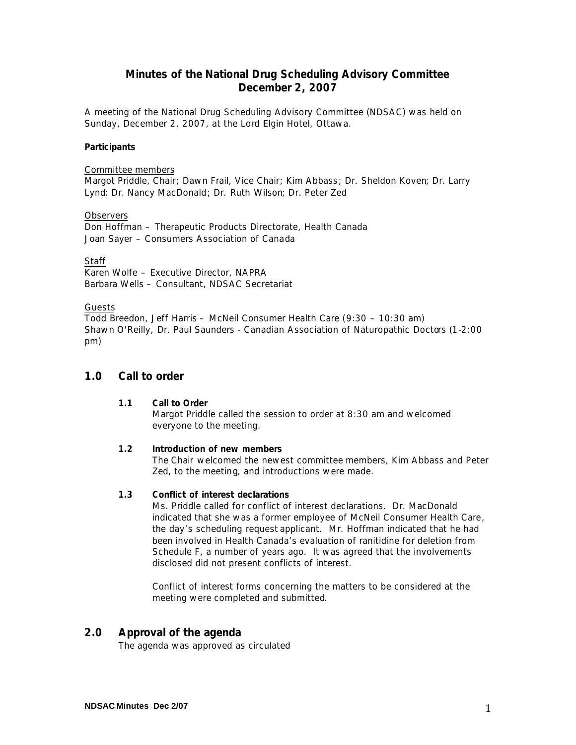# Minutes of the National Drug Scheduling Advisory Committee
# December 2, 2007

A meeting of the National Drug Scheduling Advisory Committee (NDSAC) was held on Sunday, December 2, 2007, at the Lord Elgin Hotel, Ottawa.

**Participants**

Committee members
Margot Priddle, Chair; Dawn Frail, Vice Chair; Kim Abbass; Dr. Sheldon Koven; Dr. Larry Lynd; Dr. Nancy MacDonald; Dr. Ruth Wilson; Dr. Peter Zed

Observers
Don Hoffman – Therapeutic Products Directorate, Health Canada
Joan Sayer – Consumers Association of Canada

Staff
Karen Wolfe – Executive Director, NAPRA
Barbara Wells – Consultant, NDSAC Secretariat

Guests
Todd Breedon, Jeff Harris – McNeil Consumer Health Care (9:30 – 10:30 am)
Shawn O'Reilly, Dr. Paul Saunders - Canadian Association of Naturopathic Doctors (1-2:00 pm)

## 1.0 Call to order

### 1.1 Call to Order

Margot Priddle called the session to order at 8:30 am and welcomed everyone to the meeting.

### 1.2 Introduction of new members

The Chair welcomed the newest committee members, Kim Abbass and Peter Zed, to the meeting, and introductions were made.

### 1.3 Conflict of interest declarations

Ms. Priddle called for conflict of interest declarations. Dr. MacDonald indicated that she was a former employee of McNeil Consumer Health Care, the day's scheduling request applicant. Mr. Hoffman indicated that he had been involved in Health Canada's evaluation of ranitidine for deletion from Schedule F, a number of years ago. It was agreed that the involvements disclosed did not present conflicts of interest.

Conflict of interest forms concerning the matters to be considered at the meeting were completed and submitted.

## 2.0 Approval of the agenda

The agenda was approved as circulated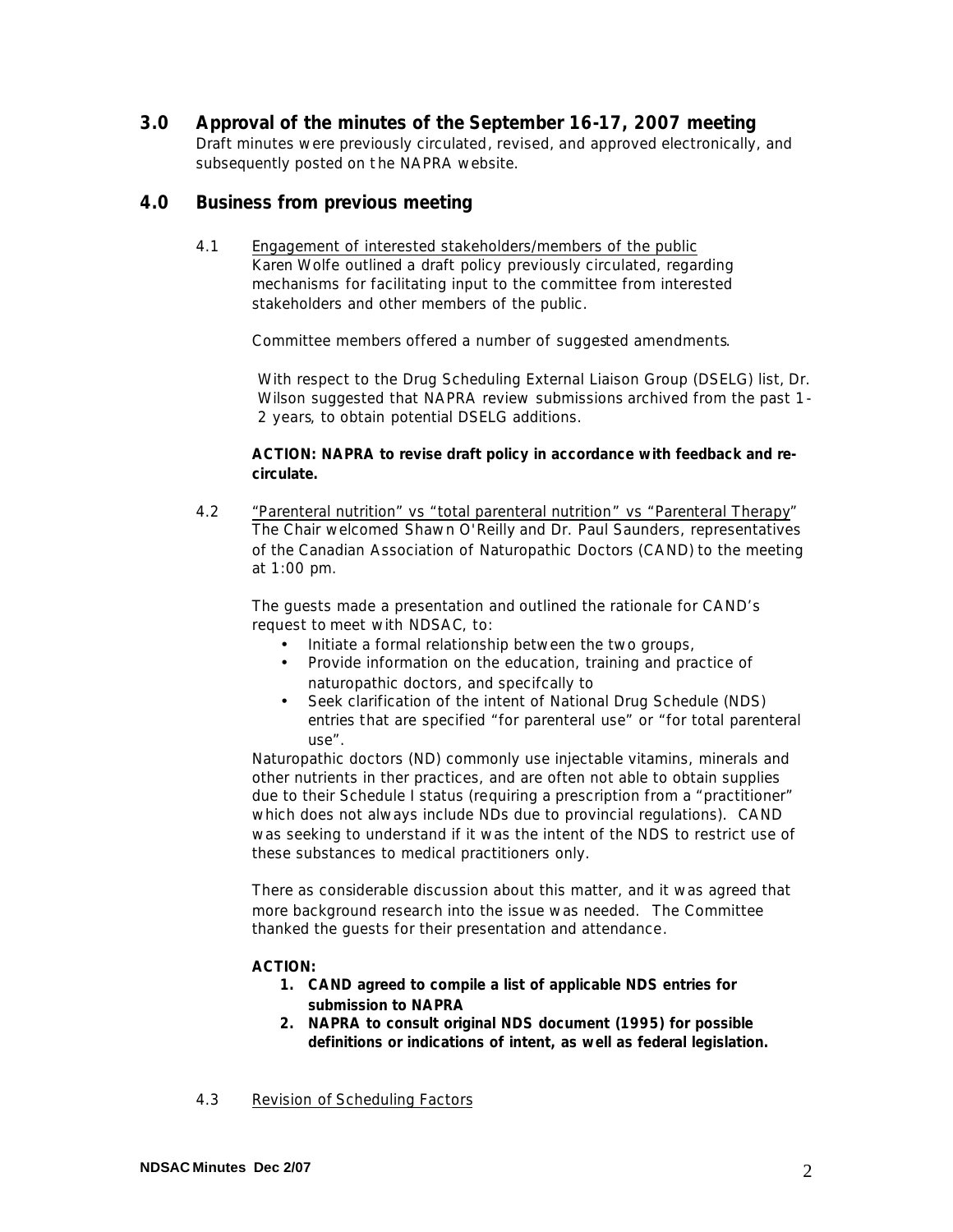## 3.0 Approval of the minutes of the September 16-17, 2007 meeting

Draft minutes were previously circulated, revised, and approved electronically, and subsequently posted on the NAPRA website.

## 4.0 Business from previous meeting

4.1 Engagement of interested stakeholders/members of the public

Karen Wolfe outlined a draft policy previously circulated, regarding mechanisms for facilitating input to the committee from interested stakeholders and other members of the public.

Committee members offered a number of suggested amendments.

With respect to the Drug Scheduling External Liaison Group (DSELG) list, Dr. Wilson suggested that NAPRA review submissions archived from the past 1-2 years, to obtain potential DSELG additions.

**ACTION: NAPRA to revise draft policy in accordance with feedback and re-circulate.**

4.2 "Parenteral nutrition" vs "total parenteral nutrition" vs "Parenteral Therapy"

The Chair welcomed Shawn O'Reilly and Dr. Paul Saunders, representatives of the Canadian Association of Naturopathic Doctors (CAND) to the meeting at 1:00 pm.

The guests made a presentation and outlined the rationale for CAND's request to meet with NDSAC, to:

- Initiate a formal relationship between the two groups,
- Provide information on the education, training and practice of naturopathic doctors, and specifcally to
- Seek clarification of the intent of National Drug Schedule (NDS) entries that are specified "for parenteral use" or "for total parenteral use".

Naturopathic doctors (ND) commonly use injectable vitamins, minerals and other nutrients in ther practices, and are often not able to obtain supplies due to their Schedule I status (requiring a prescription from a "practitioner" which does not always include NDs due to provincial regulations). CAND was seeking to understand if it was the intent of the NDS to restrict use of these substances to medical practitioners only.

There as considerable discussion about this matter, and it was agreed that more background research into the issue was needed. The Committee thanked the guests for their presentation and attendance.

**ACTION:**

1. **CAND agreed to compile a list of applicable NDS entries for submission to NAPRA**
2. **NAPRA to consult original NDS document (1995) for possible definitions or indications of intent, as well as federal legislation.**

4.3 Revision of Scheduling Factors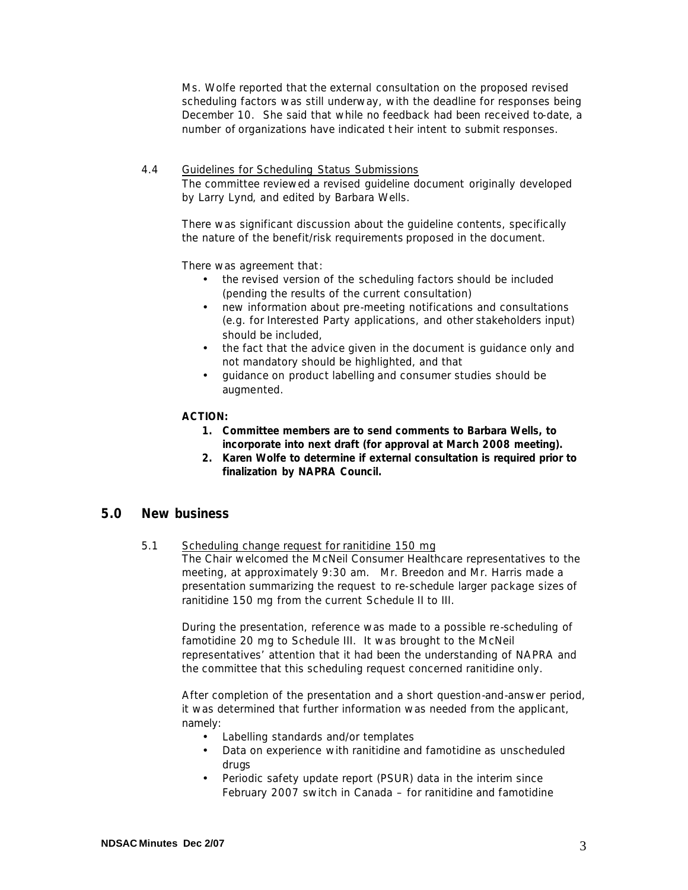Ms. Wolfe reported that the external consultation on the proposed revised scheduling factors was still underway, with the deadline for responses being December 10. She said that while no feedback had been received to-date, a number of organizations have indicated their intent to submit responses.

4.4 Guidelines for Scheduling Status Submissions

The committee reviewed a revised guideline document originally developed by Larry Lynd, and edited by Barbara Wells.

There was significant discussion about the guideline contents, specifically the nature of the benefit/risk requirements proposed in the document.

There was agreement that:

- the revised version of the scheduling factors should be included (pending the results of the current consultation)
- new information about pre-meeting notifications and consultations (e.g. for Interested Party applications, and other stakeholders input) should be included,
- the fact that the advice given in the document is guidance only and not mandatory should be highlighted, and that
- guidance on product labelling and consumer studies should be augmented.

**ACTION:**

1. **Committee members are to send comments to Barbara Wells, to incorporate into next draft (for approval at March 2008 meeting).**
2. **Karen Wolfe to determine if external consultation is required prior to finalization by NAPRA Council.**

## 5.0 New business

5.1 Scheduling change request for ranitidine 150 mg

The Chair welcomed the McNeil Consumer Healthcare representatives to the meeting, at approximately 9:30 am. Mr. Breedon and Mr. Harris made a presentation summarizing the request to re-schedule larger package sizes of ranitidine 150 mg from the current Schedule II to III.

During the presentation, reference was made to a possible re-scheduling of famotidine 20 mg to Schedule III. It was brought to the McNeil representatives' attention that it had been the understanding of NAPRA and the committee that this scheduling request concerned ranitidine only.

After completion of the presentation and a short question-and-answer period, it was determined that further information was needed from the applicant, namely:

- Labelling standards and/or templates
- Data on experience with ranitidine and famotidine as unscheduled drugs
- Periodic safety update report (PSUR) data in the interim since February 2007 switch in Canada – for ranitidine and famotidine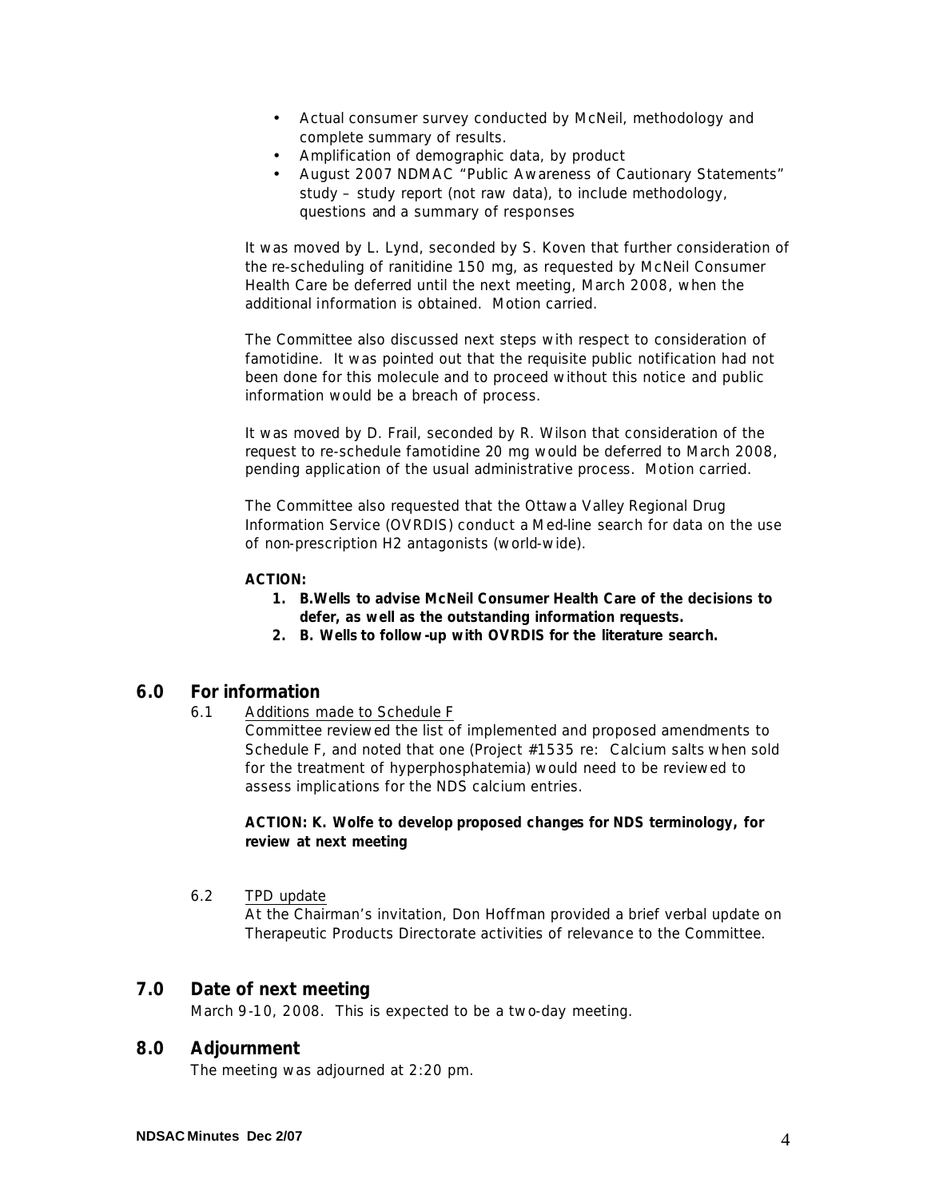- Actual consumer survey conducted by McNeil, methodology and complete summary of results.
- Amplification of demographic data, by product
- August 2007 NDMAC "Public Awareness of Cautionary Statements" study – study report (not raw data), to include methodology, questions and a summary of responses

It was moved by L. Lynd, seconded by S. Koven that further consideration of the re-scheduling of ranitidine 150 mg, as requested by McNeil Consumer Health Care be deferred until the next meeting, March 2008, when the additional information is obtained. Motion carried.

The Committee also discussed next steps with respect to consideration of famotidine. It was pointed out that the requisite public notification had not been done for this molecule and to proceed without this notice and public information would be a breach of process.

It was moved by D. Frail, seconded by R. Wilson that consideration of the request to re-schedule famotidine 20 mg would be deferred to March 2008, pending application of the usual administrative process. Motion carried.

The Committee also requested that the Ottawa Valley Regional Drug Information Service (OVRDIS) conduct a Med-line search for data on the use of non-prescription H2 antagonists (world-wide).

**ACTION:**

1. **B.Wells to advise McNeil Consumer Health Care of the decisions to defer, as well as the outstanding information requests.**
2. **B. Wells to follow-up with OVRDIS for the literature search.**

## 6.0 For information

6.1 Additions made to Schedule F

Committee reviewed the list of implemented and proposed amendments to Schedule F, and noted that one (Project #1535 re: Calcium salts when sold for the treatment of hyperphosphatemia) would need to be reviewed to assess implications for the NDS calcium entries.

**ACTION: K. Wolfe to develop proposed changes for NDS terminology, for review at next meeting**

6.2 TPD update

At the Chairman's invitation, Don Hoffman provided a brief verbal update on Therapeutic Products Directorate activities of relevance to the Committee.

## 7.0 Date of next meeting

March 9-10, 2008. This is expected to be a two-day meeting.

## 8.0 Adjournment

The meeting was adjourned at 2:20 pm.